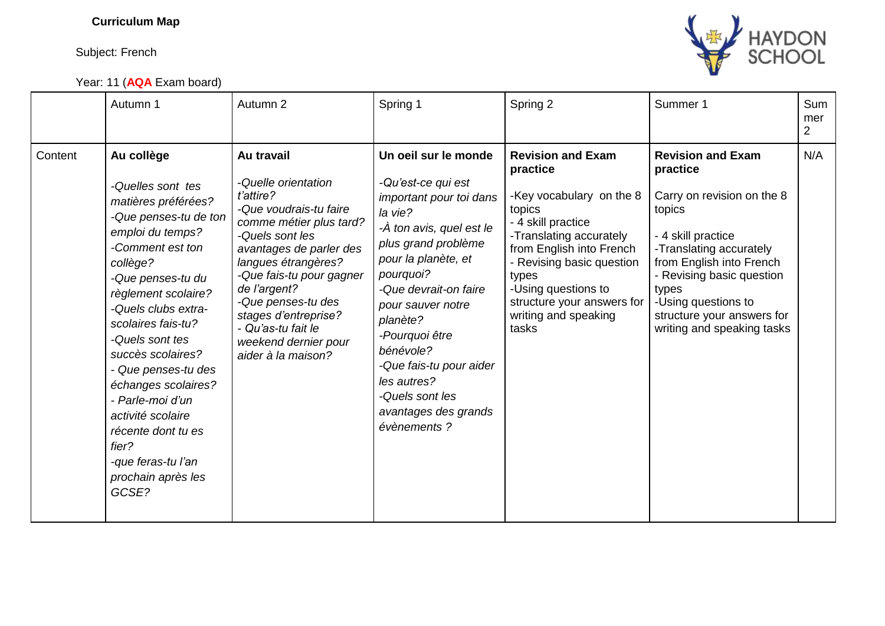**Curriculum Map**

Subject: French

Year: 11 (**AQA** Exam board)

| | Autumn 1 | Autumn 2 | Spring 1 | Spring 2 | Summer 1 | Summer 2 |
|---|---|---|---|---|---|---|
| Content | **Au collège**<br><br>*-Quelles sont tes matières préférées?*<br>*-Que penses-tu de ton emploi du temps?*<br>*-Comment est ton collège?*<br>*-Que penses-tu du règlement scolaire?*<br>*-Quels clubs extra-scolaires fais-tu?*<br>*-Quels sont tes succès scolaires?*<br>*- Que penses-tu des échanges scolaires?*<br>*- Parle-moi d'un activité scolaire récente dont tu es fier?*<br>*-que feras-tu l'an prochain après les GCSE?* | **Au travail**<br><br>*-Quelle orientation t'attire?*<br>*-Que voudrais-tu faire comme métier plus tard?*<br>*-Quels sont les avantages de parler des langues étrangères?*<br>*-Que fais-tu pour gagner de l'argent?*<br>*-Que penses-tu des stages d'entreprise?*<br>*- Qu'as-tu fait le weekend dernier pour aider à la maison?* | **Un oeil sur le monde**<br><br>*-Qu'est-ce qui est important pour toi dans la vie?*<br>*-À ton avis, quel est le plus grand problème pour la planète, et pourquoi?*<br>*-Que devrait-on faire pour sauver notre planète?*<br>*-Pourquoi être bénévole?*<br>*-Que fais-tu pour aider les autres?*<br>*-Quels sont les avantages des grands évènements ?* | **Revision and Exam practice**<br><br>-Key vocabulary on the 8 topics<br>- 4 skill practice<br>-Translating accurately from English into French<br>- Revising basic question types<br>-Using questions to structure your answers for writing and speaking tasks | **Revision and Exam practice**<br><br>Carry on revision on the 8 topics<br><br>- 4 skill practice<br>-Translating accurately from English into French<br>- Revising basic question types<br>-Using questions to structure your answers for writing and speaking tasks | N/A |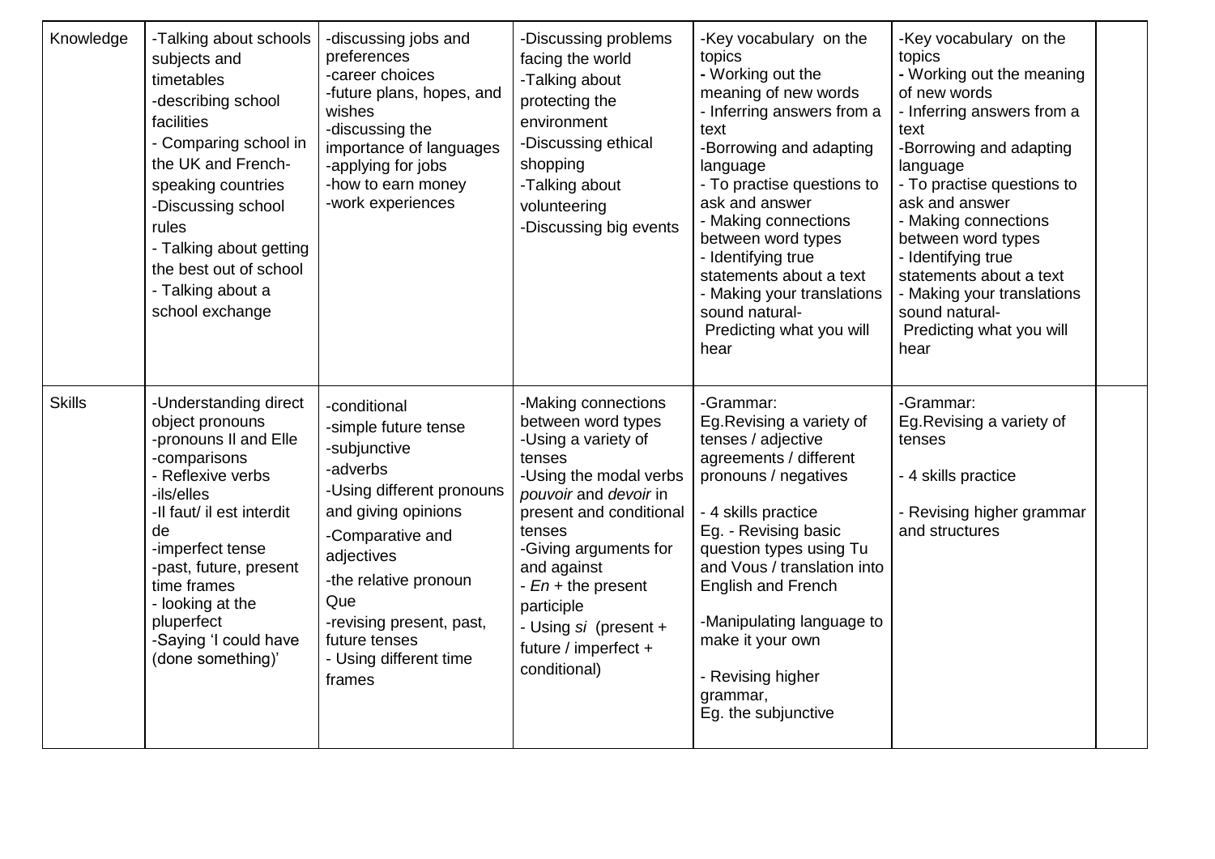| Knowledge | -Talking about schools subjects and timetables<br>-describing school facilities<br>- Comparing school in the UK and French-speaking countries<br>-Discussing school rules<br>- Talking about getting the best out of school<br>- Talking about a school exchange | -discussing jobs and preferences<br>-career choices<br>-future plans, hopes, and wishes<br>-discussing the importance of languages<br>-applying for jobs<br>-how to earn money<br>-work experiences | -Discussing problems facing the world<br>-Talking about protecting the environment<br>-Discussing ethical shopping<br>-Talking about volunteering<br>-Discussing big events | -Key vocabulary on the topics<br>- Working out the meaning of new words<br>- Inferring answers from a text<br>-Borrowing and adapting language<br>- To practise questions to ask and answer<br>- Making connections between word types<br>- Identifying true statements about a text<br>- Making your translations sound natural-<br>Predicting what you will hear | -Key vocabulary on the topics<br>- Working out the meaning of new words<br>- Inferring answers from a text<br>-Borrowing and adapting language<br>- To practise questions to ask and answer<br>- Making connections between word types<br>- Identifying true statements about a text<br>- Making your translations sound natural-<br>Predicting what you will hear | |
|---|---|---|---|---|---|---|
| Skills | -Understanding direct object pronouns<br>-pronouns Il and Elle<br>-comparisons<br>- Reflexive verbs<br>-ils/elles<br>-Il faut/ il est interdit de<br>-imperfect tense<br>-past, future, present time frames<br>- looking at the pluperfect<br>-Saying 'I could have (done something)' | -conditional<br>-simple future tense<br>-subjunctive<br>-adverbs<br>-Using different pronouns and giving opinions<br>-Comparative and adjectives<br>-the relative pronoun Que<br>-revising present, past, future tenses<br>- Using different time frames | -Making connections between word types<br>-Using a variety of tenses<br>-Using the modal verbs *pouvoir* and *devoir* in present and conditional tenses<br>-Giving arguments for and against<br>- *En* + the present participle<br>- Using *si* (present + future / imperfect + conditional) | -Grammar:<br>Eg.Revising a variety of tenses / adjective agreements / different pronouns / negatives<br><br>- 4 skills practice<br>Eg. - Revising basic question types using Tu and Vous / translation into English and French<br><br>-Manipulating language to make it your own<br><br>- Revising higher grammar,<br>Eg. the subjunctive | -Grammar:<br>Eg.Revising a variety of tenses<br><br>- 4 skills practice<br><br>- Revising higher grammar and structures | |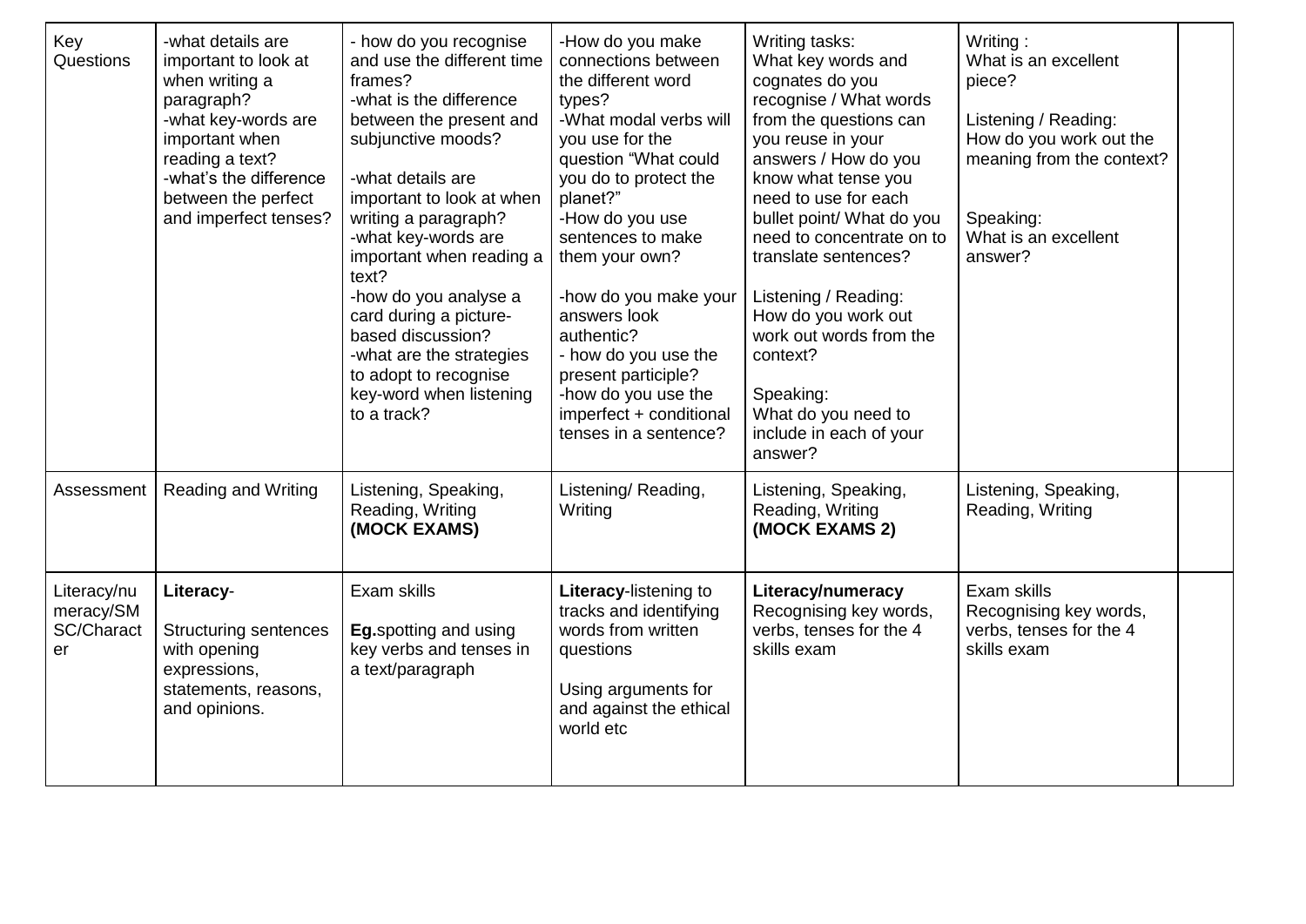| Key Questions | -what details are important to look at when writing a paragraph?<br>-what key-words are important when reading a text?<br>-what's the difference between the perfect and imperfect tenses? | - how do you recognise and use the different time frames?<br>-what is the difference between the present and subjunctive moods?<br><br>-what details are important to look at when writing a paragraph?<br>-what key-words are important when reading a text?<br>-how do you analyse a card during a picture-based discussion?<br>-what are the strategies to adopt to recognise key-word when listening to a track? | -How do you make connections between the different word types?<br>-What modal verbs will you use for the question "What could you do to protect the planet?"<br>-How do you use sentences to make them your own?<br><br>-how do you make your answers look authentic?<br>- how do you use the present participle?<br>-how do you use the imperfect + conditional tenses in a sentence? | Writing tasks:<br>What key words and cognates do you recognise / What words from the questions can you reuse in your answers / How do you know what tense you need to use for each bullet point/ What do you need to concentrate on to translate sentences?<br><br>Listening / Reading:<br>How do you work out work out words from the context?<br><br>Speaking:<br>What do you need to include in each of your answer? | Writing :<br>What is an excellent piece?<br><br>Listening / Reading:<br>How do you work out the meaning from the context?<br><br>Speaking:<br>What is an excellent answer? | |
|---|---|---|---|---|---|---|
| Assessment | Reading and Writing | Listening, Speaking, Reading, Writing<br>**(MOCK EXAMS)** | Listening/ Reading, Writing | Listening, Speaking, Reading, Writing<br>**(MOCK EXAMS 2)** | Listening, Speaking, Reading, Writing | |
| Literacy/numeracy/SMSC/Character | **Literacy**-<br><br>Structuring sentences with opening expressions, statements, reasons, and opinions. | Exam skills<br><br>**Eg.**spotting and using key verbs and tenses in a text/paragraph | **Literacy**-listening to tracks and identifying words from written questions<br><br>Using arguments for and against the ethical world etc | **Literacy/numeracy**<br>Recognising key words, verbs, tenses for the 4 skills exam | Exam skills<br>Recognising key words, verbs, tenses for the 4 skills exam | |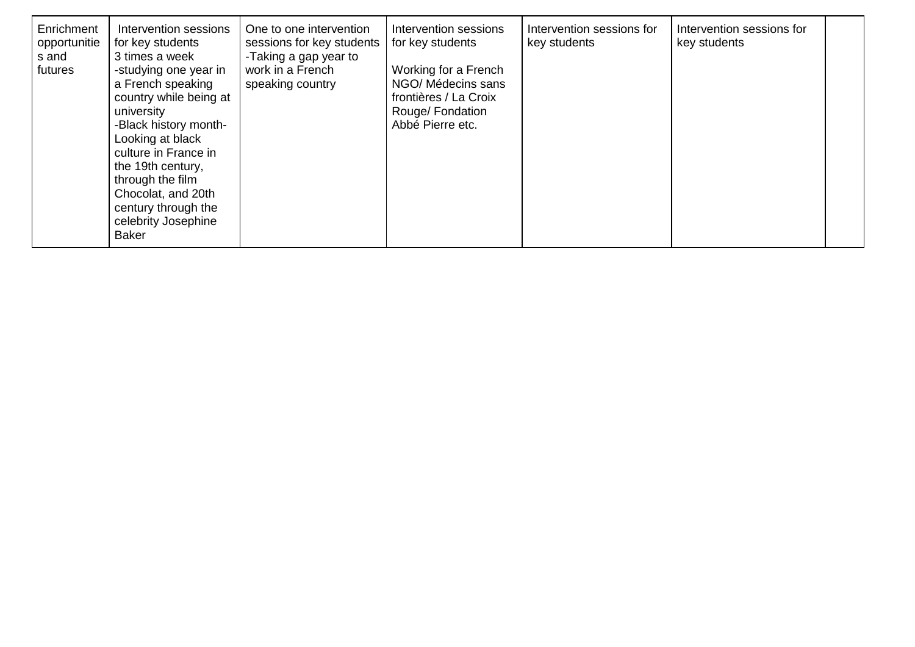| | | | | | | |
|---|---|---|---|---|---|---|
| Enrichment opportunities and futures | Intervention sessions for key students 3 times a week<br>-studying one year in a French speaking country while being at university<br>-Black history month- Looking at black culture in France in the 19th century, through the film Chocolat, and 20th century through the celebrity Josephine Baker | One to one intervention sessions for key students<br>-Taking a gap year to work in a French speaking country | Intervention sessions for key students<br><br>Working for a French NGO/ Médecins sans frontières / La Croix Rouge/ Fondation Abbé Pierre etc. | Intervention sessions for key students | Intervention sessions for key students | |